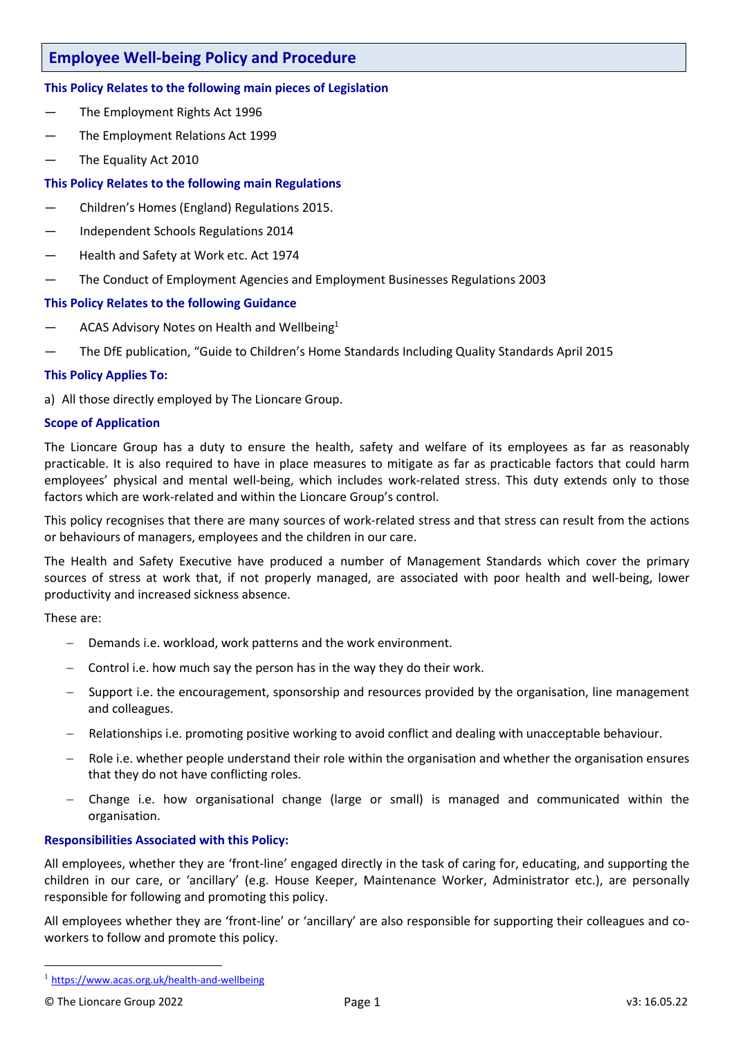# Employee Well-being Policy and Procedure

### This Policy Relates to the following main pieces of Legislation

- The Employment Rights Act 1996
- The Employment Relations Act 1999
- The Equality Act 2010

### This Policy Relates to the following main Regulations

- Children's Homes (England) Regulations 2015.
- Independent Schools Regulations 2014
- Health and Safety at Work etc. Act 1974
- The Conduct of Employment Agencies and Employment Businesses Regulations 2003

### This Policy Relates to the following Guidance

- ACAS Advisory Notes on Health and Wellbeing[1]
- The DfE publication, "Guide to Children's Home Standards Including Quality Standards April 2015

### This Policy Applies To:

a) All those directly employed by The Lioncare Group.

### Scope of Application

The Lioncare Group has a duty to ensure the health, safety and welfare of its employees as far as reasonably practicable. It is also required to have in place measures to mitigate as far as practicable factors that could harm employees' physical and mental well-being, which includes work-related stress. This duty extends only to those factors which are work-related and within the Lioncare Group's control.

This policy recognises that there are many sources of work-related stress and that stress can result from the actions or behaviours of managers, employees and the children in our care.

The Health and Safety Executive have produced a number of Management Standards which cover the primary sources of stress at work that, if not properly managed, are associated with poor health and well-being, lower productivity and increased sickness absence.

These are:

- Demands i.e. workload, work patterns and the work environment.
- Control i.e. how much say the person has in the way they do their work.
- Support i.e. the encouragement, sponsorship and resources provided by the organisation, line management and colleagues.
- Relationships i.e. promoting positive working to avoid conflict and dealing with unacceptable behaviour.
- Role i.e. whether people understand their role within the organisation and whether the organisation ensures that they do not have conflicting roles.
- Change i.e. how organisational change (large or small) is managed and communicated within the organisation.

### Responsibilities Associated with this Policy:

All employees, whether they are 'front-line' engaged directly in the task of caring for, educating, and supporting the children in our care, or 'ancillary' (e.g. House Keeper, Maintenance Worker, Administrator etc.), are personally responsible for following and promoting this policy.

All employees whether they are 'front-line' or 'ancillary' are also responsible for supporting their colleagues and co-workers to follow and promote this policy.

[1] https://www.acas.org.uk/health-and-wellbeing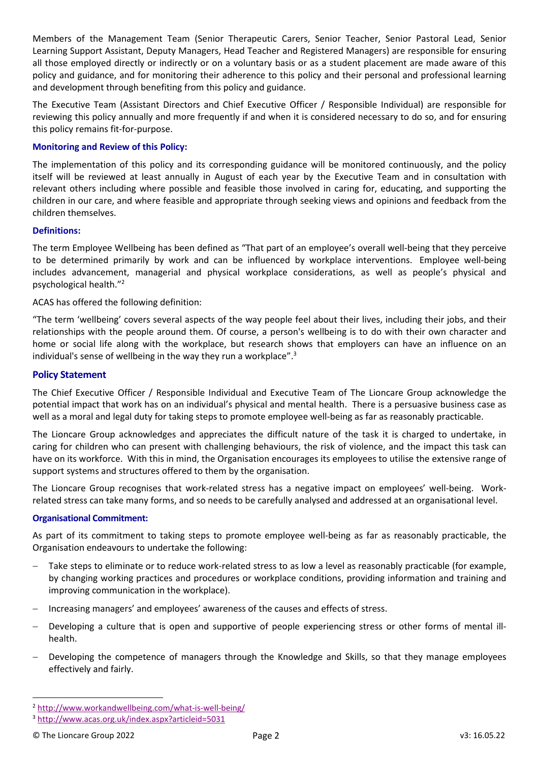Members of the Management Team (Senior Therapeutic Carers, Senior Teacher, Senior Pastoral Lead, Senior Learning Support Assistant, Deputy Managers, Head Teacher and Registered Managers) are responsible for ensuring all those employed directly or indirectly or on a voluntary basis or as a student placement are made aware of this policy and guidance, and for monitoring their adherence to this policy and their personal and professional learning and development through benefiting from this policy and guidance.

The Executive Team (Assistant Directors and Chief Executive Officer / Responsible Individual) are responsible for reviewing this policy annually and more frequently if and when it is considered necessary to do so, and for ensuring this policy remains fit-for-purpose.

### Monitoring and Review of this Policy:

The implementation of this policy and its corresponding guidance will be monitored continuously, and the policy itself will be reviewed at least annually in August of each year by the Executive Team and in consultation with relevant others including where possible and feasible those involved in caring for, educating, and supporting the children in our care, and where feasible and appropriate through seeking views and opinions and feedback from the children themselves.

### Definitions:

The term Employee Wellbeing has been defined as "That part of an employee's overall well-being that they perceive to be determined primarily by work and can be influenced by workplace interventions. Employee well-being includes advancement, managerial and physical workplace considerations, as well as people's physical and psychological health."[2]

ACAS has offered the following definition:

"The term 'wellbeing' covers several aspects of the way people feel about their lives, including their jobs, and their relationships with the people around them. Of course, a person's wellbeing is to do with their own character and home or social life along with the workplace, but research shows that employers can have an influence on an individual's sense of wellbeing in the way they run a workplace".[3]

## Policy Statement

The Chief Executive Officer / Responsible Individual and Executive Team of The Lioncare Group acknowledge the potential impact that work has on an individual's physical and mental health. There is a persuasive business case as well as a moral and legal duty for taking steps to promote employee well-being as far as reasonably practicable.

The Lioncare Group acknowledges and appreciates the difficult nature of the task it is charged to undertake, in caring for children who can present with challenging behaviours, the risk of violence, and the impact this task can have on its workforce. With this in mind, the Organisation encourages its employees to utilise the extensive range of support systems and structures offered to them by the organisation.

The Lioncare Group recognises that work-related stress has a negative impact on employees' well-being. Work-related stress can take many forms, and so needs to be carefully analysed and addressed at an organisational level.

### Organisational Commitment:

As part of its commitment to taking steps to promote employee well-being as far as reasonably practicable, the Organisation endeavours to undertake the following:

- Take steps to eliminate or to reduce work-related stress to as low a level as reasonably practicable (for example, by changing working practices and procedures or workplace conditions, providing information and training and improving communication in the workplace).
- Increasing managers' and employees' awareness of the causes and effects of stress.
- Developing a culture that is open and supportive of people experiencing stress or other forms of mental ill-health.
- Developing the competence of managers through the Knowledge and Skills, so that they manage employees effectively and fairly.

---

[2] http://www.workandwellbeing.com/what-is-well-being/

[3] http://www.acas.org.uk/index.aspx?articleid=5031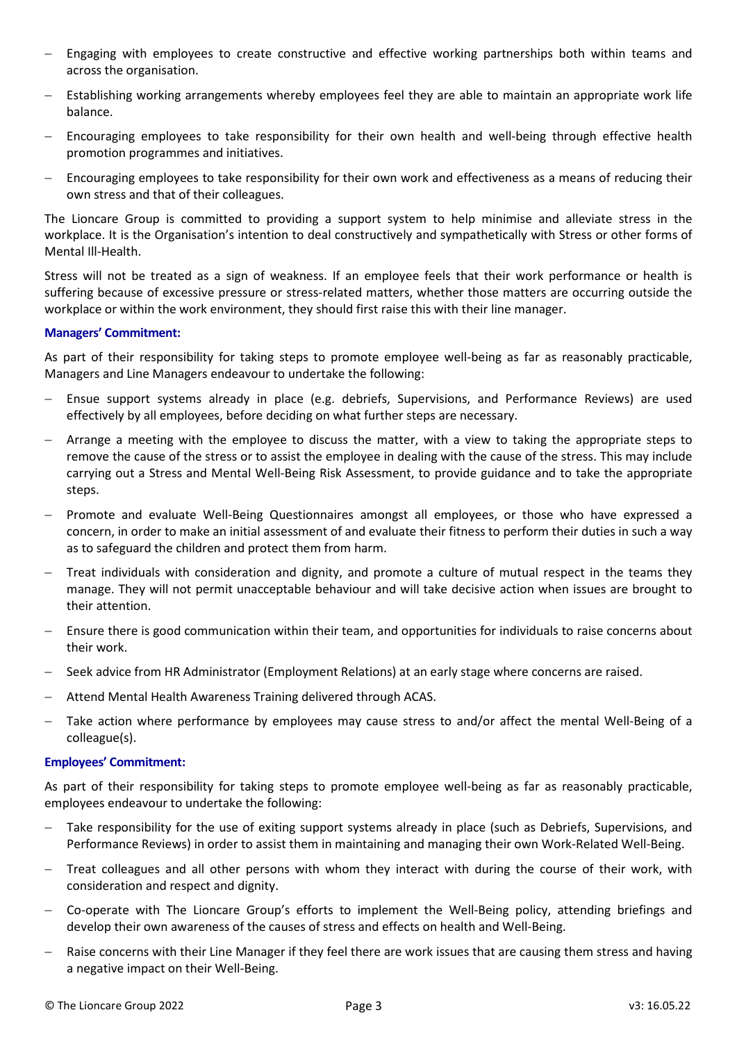- Engaging with employees to create constructive and effective working partnerships both within teams and across the organisation.
- Establishing working arrangements whereby employees feel they are able to maintain an appropriate work life balance.
- Encouraging employees to take responsibility for their own health and well-being through effective health promotion programmes and initiatives.
- Encouraging employees to take responsibility for their own work and effectiveness as a means of reducing their own stress and that of their colleagues.

The Lioncare Group is committed to providing a support system to help minimise and alleviate stress in the workplace. It is the Organisation's intention to deal constructively and sympathetically with Stress or other forms of Mental Ill-Health.

Stress will not be treated as a sign of weakness. If an employee feels that their work performance or health is suffering because of excessive pressure or stress-related matters, whether those matters are occurring outside the workplace or within the work environment, they should first raise this with their line manager.

**Managers' Commitment:**

As part of their responsibility for taking steps to promote employee well-being as far as reasonably practicable, Managers and Line Managers endeavour to undertake the following:

- Ensue support systems already in place (e.g. debriefs, Supervisions, and Performance Reviews) are used effectively by all employees, before deciding on what further steps are necessary.
- Arrange a meeting with the employee to discuss the matter, with a view to taking the appropriate steps to remove the cause of the stress or to assist the employee in dealing with the cause of the stress. This may include carrying out a Stress and Mental Well-Being Risk Assessment, to provide guidance and to take the appropriate steps.
- Promote and evaluate Well-Being Questionnaires amongst all employees, or those who have expressed a concern, in order to make an initial assessment of and evaluate their fitness to perform their duties in such a way as to safeguard the children and protect them from harm.
- Treat individuals with consideration and dignity, and promote a culture of mutual respect in the teams they manage. They will not permit unacceptable behaviour and will take decisive action when issues are brought to their attention.
- Ensure there is good communication within their team, and opportunities for individuals to raise concerns about their work.
- Seek advice from HR Administrator (Employment Relations) at an early stage where concerns are raised.
- Attend Mental Health Awareness Training delivered through ACAS.
- Take action where performance by employees may cause stress to and/or affect the mental Well-Being of a colleague(s).

**Employees' Commitment:**

As part of their responsibility for taking steps to promote employee well-being as far as reasonably practicable, employees endeavour to undertake the following:

- Take responsibility for the use of exiting support systems already in place (such as Debriefs, Supervisions, and Performance Reviews) in order to assist them in maintaining and managing their own Work-Related Well-Being.
- Treat colleagues and all other persons with whom they interact with during the course of their work, with consideration and respect and dignity.
- Co-operate with The Lioncare Group's efforts to implement the Well-Being policy, attending briefings and develop their own awareness of the causes of stress and effects on health and Well-Being.
- Raise concerns with their Line Manager if they feel there are work issues that are causing them stress and having a negative impact on their Well-Being.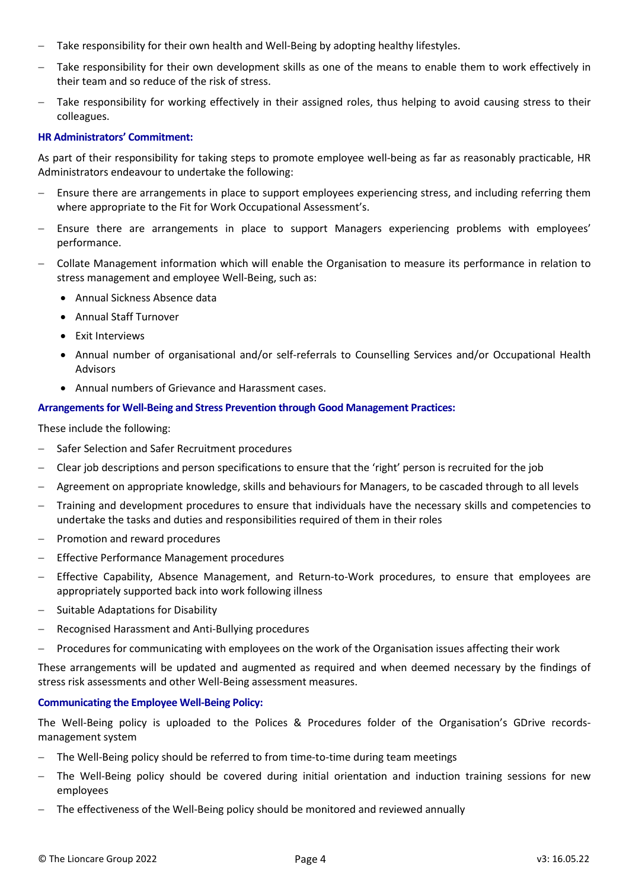- Take responsibility for their own health and Well-Being by adopting healthy lifestyles.
- Take responsibility for their own development skills as one of the means to enable them to work effectively in their team and so reduce of the risk of stress.
- Take responsibility for working effectively in their assigned roles, thus helping to avoid causing stress to their colleagues.

**HR Administrators' Commitment:**

As part of their responsibility for taking steps to promote employee well-being as far as reasonably practicable, HR Administrators endeavour to undertake the following:

- Ensure there are arrangements in place to support employees experiencing stress, and including referring them where appropriate to the Fit for Work Occupational Assessment's.
- Ensure there are arrangements in place to support Managers experiencing problems with employees' performance.
- Collate Management information which will enable the Organisation to measure its performance in relation to stress management and employee Well-Being, such as:
  - Annual Sickness Absence data
  - Annual Staff Turnover
  - Exit Interviews
  - Annual number of organisational and/or self-referrals to Counselling Services and/or Occupational Health Advisors
  - Annual numbers of Grievance and Harassment cases.

**Arrangements for Well-Being and Stress Prevention through Good Management Practices:**

These include the following:

- Safer Selection and Safer Recruitment procedures
- Clear job descriptions and person specifications to ensure that the 'right' person is recruited for the job
- Agreement on appropriate knowledge, skills and behaviours for Managers, to be cascaded through to all levels
- Training and development procedures to ensure that individuals have the necessary skills and competencies to undertake the tasks and duties and responsibilities required of them in their roles
- Promotion and reward procedures
- Effective Performance Management procedures
- Effective Capability, Absence Management, and Return-to-Work procedures, to ensure that employees are appropriately supported back into work following illness
- Suitable Adaptations for Disability
- Recognised Harassment and Anti-Bullying procedures
- Procedures for communicating with employees on the work of the Organisation issues affecting their work

These arrangements will be updated and augmented as required and when deemed necessary by the findings of stress risk assessments and other Well-Being assessment measures.

**Communicating the Employee Well-Being Policy:**

The Well-Being policy is uploaded to the Polices & Procedures folder of the Organisation's GDrive records-management system

- The Well-Being policy should be referred to from time-to-time during team meetings
- The Well-Being policy should be covered during initial orientation and induction training sessions for new employees
- The effectiveness of the Well-Being policy should be monitored and reviewed annually